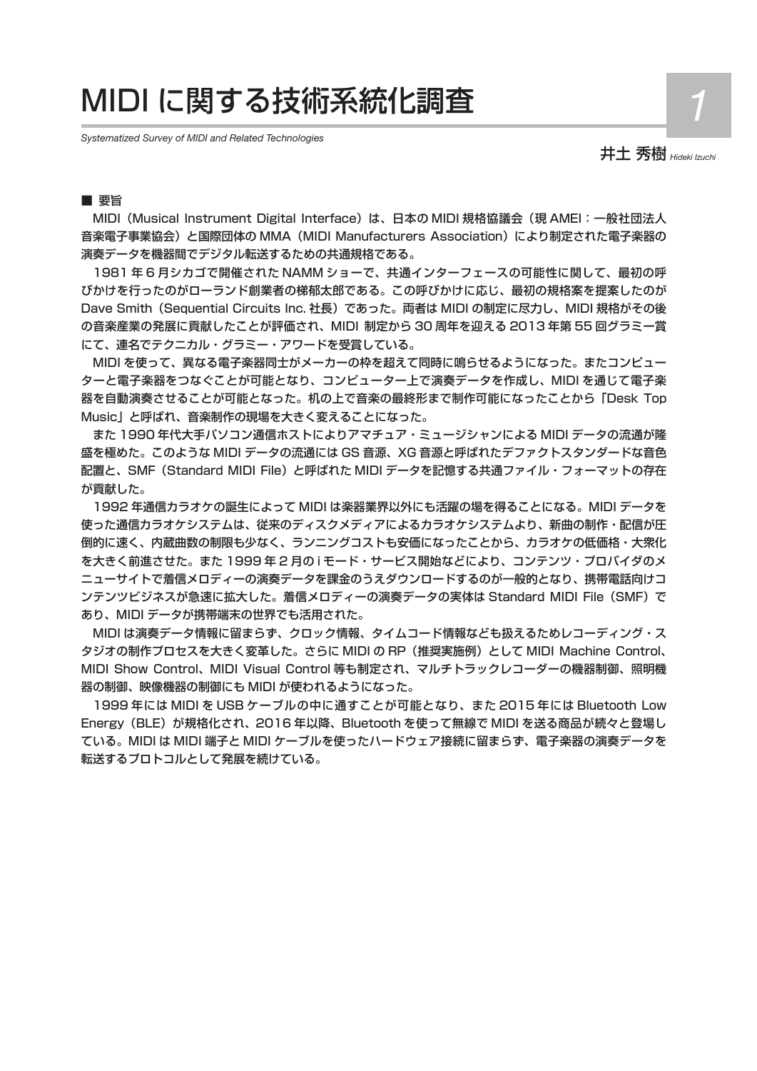# MIDI に関する技術系統化調査

*Systematized Survey of MIDI and Related Technologies*

井土 秀樹 *Hideki Izuchi*

■ 要旨

MIDI（Musical Instrument Digital Interface）は、日本の MIDI 規格協議会（現 AMEI：一般社団法人音楽電子事業協会）と国際団体の MMA（MIDI Manufacturers Association）により制定された電子楽器の演奏データを機器間でデジタル転送するための共通規格である。

1981 年 6 月シカゴで開催された NAMM ショーで、共通インターフェースの可能性に関して、最初の呼びかけを行ったのがローランド創業者の梯郁太郎である。この呼びかけに応じ、最初の規格案を提案したのが Dave Smith（Sequential Circuits Inc. 社長）であった。両者は MIDI の制定に尽力し、MIDI 規格がその後の音楽産業の発展に貢献したことが評価され、MIDI 制定から 30 周年を迎える 2013 年第 55 回グラミー賞にて、連名でテクニカル・グラミー・アワードを受賞している。

MIDI を使って、異なる電子楽器同士がメーカーの枠を超えて同時に鳴らせるようになった。またコンピューターと電子楽器をつなぐことが可能となり、コンピューター上で演奏データを作成し、MIDI を通じて電子楽器を自動演奏させることが可能となった。机の上で音楽の最終形まで制作可能になったことから「Desk Top Music」と呼ばれ、音楽制作の現場を大きく変えることになった。

また 1990 年代大手パソコン通信ホストによりアマチュア・ミュージシャンによる MIDI データの流通が隆盛を極めた。このような MIDI データの流通には GS 音源、XG 音源と呼ばれたデファクトスタンダードな音色配置と、SMF（Standard MIDI File）と呼ばれた MIDI データを記憶する共通ファイル・フォーマットの存在が貢献した。

1992 年通信カラオケの誕生によって MIDI は楽器業界以外にも活躍の場を得ることになる。MIDI データを使った通信カラオケシステムは、従来のディスクメディアによるカラオケシステムより、新曲の制作・配信が圧倒的に速く、内蔵曲数の制限も少なく、ランニングコストも安価になったことから、カラオケの低価格・大衆化を大きく前進させた。また 1999 年 2 月の i モード・サービス開始などにより、コンテンツ・プロバイダのメニューサイトで着信メロディーの演奏データを課金のうえダウンロードするのが一般的となり、携帯電話向けコンテンツビジネスが急速に拡大した。着信メロディーの演奏データの実体は Standard MIDI File（SMF）であり、MIDI データが携帯端末の世界でも活用された。

MIDI は演奏データ情報に留まらず、クロック情報、タイムコード情報なども扱えるためレコーディング・スタジオの制作プロセスを大きく変革した。さらに MIDI の RP（推奨実施例）として MIDI Machine Control、MIDI Show Control、MIDI Visual Control 等も制定され、マルチトラックレコーダーの機器制御、照明機器の制御、映像機器の制御にも MIDI が使われるようになった。

1999 年には MIDI を USB ケーブルの中に通すことが可能となり、また 2015 年には Bluetooth Low Energy（BLE）が規格化され、2016 年以降、Bluetooth を使って無線で MIDI を送る商品が続々と登場している。MIDI は MIDI 端子と MIDI ケーブルを使ったハードウェア接続に留まらず、電子楽器の演奏データを転送するプロトコルとして発展を続けている。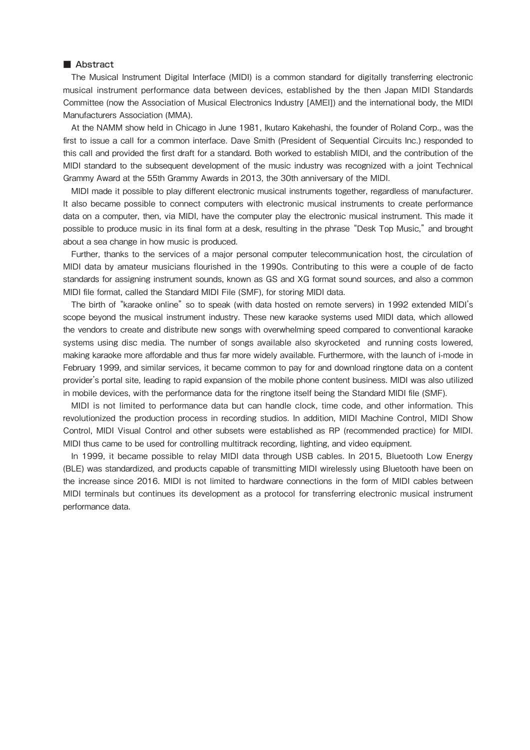## ■ Abstract

The Musical Instrument Digital Interface (MIDI) is a common standard for digitally transferring electronic musical instrument performance data between devices, established by the then Japan MIDI Standards Committee (now the Association of Musical Electronics Industry [AMEI]) and the international body, the MIDI Manufacturers Association (MMA).

At the NAMM show held in Chicago in June 1981, Ikutaro Kakehashi, the founder of Roland Corp., was the first to issue a call for a common interface. Dave Smith (President of Sequential Circuits Inc.) responded to this call and provided the first draft for a standard. Both worked to establish MIDI, and the contribution of the MIDI standard to the subsequent development of the music industry was recognized with a joint Technical Grammy Award at the 55th Grammy Awards in 2013, the 30th anniversary of the MIDI.

MIDI made it possible to play different electronic musical instruments together, regardless of manufacturer. It also became possible to connect computers with electronic musical instruments to create performance data on a computer, then, via MIDI, have the computer play the electronic musical instrument. This made it possible to produce music in its final form at a desk, resulting in the phrase "Desk Top Music," and brought about a sea change in how music is produced.

Further, thanks to the services of a major personal computer telecommunication host, the circulation of MIDI data by amateur musicians flourished in the 1990s. Contributing to this were a couple of de facto standards for assigning instrument sounds, known as GS and XG format sound sources, and also a common MIDI file format, called the Standard MIDI File (SMF), for storing MIDI data.

The birth of "karaoke online" so to speak (with data hosted on remote servers) in 1992 extended MIDI's scope beyond the musical instrument industry. These new karaoke systems used MIDI data, which allowed the vendors to create and distribute new songs with overwhelming speed compared to conventional karaoke systems using disc media. The number of songs available also skyrocketed and running costs lowered, making karaoke more affordable and thus far more widely available. Furthermore, with the launch of i-mode in February 1999, and similar services, it became common to pay for and download ringtone data on a content provider's portal site, leading to rapid expansion of the mobile phone content business. MIDI was also utilized in mobile devices, with the performance data for the ringtone itself being the Standard MIDI file (SMF).

MIDI is not limited to performance data but can handle clock, time code, and other information. This revolutionized the production process in recording studios. In addition, MIDI Machine Control, MIDI Show Control, MIDI Visual Control and other subsets were established as RP (recommended practice) for MIDI. MIDI thus came to be used for controlling multitrack recording, lighting, and video equipment.

In 1999, it became possible to relay MIDI data through USB cables. In 2015, Bluetooth Low Energy (BLE) was standardized, and products capable of transmitting MIDI wirelessly using Bluetooth have been on the increase since 2016. MIDI is not limited to hardware connections in the form of MIDI cables between MIDI terminals but continues its development as a protocol for transferring electronic musical instrument performance data.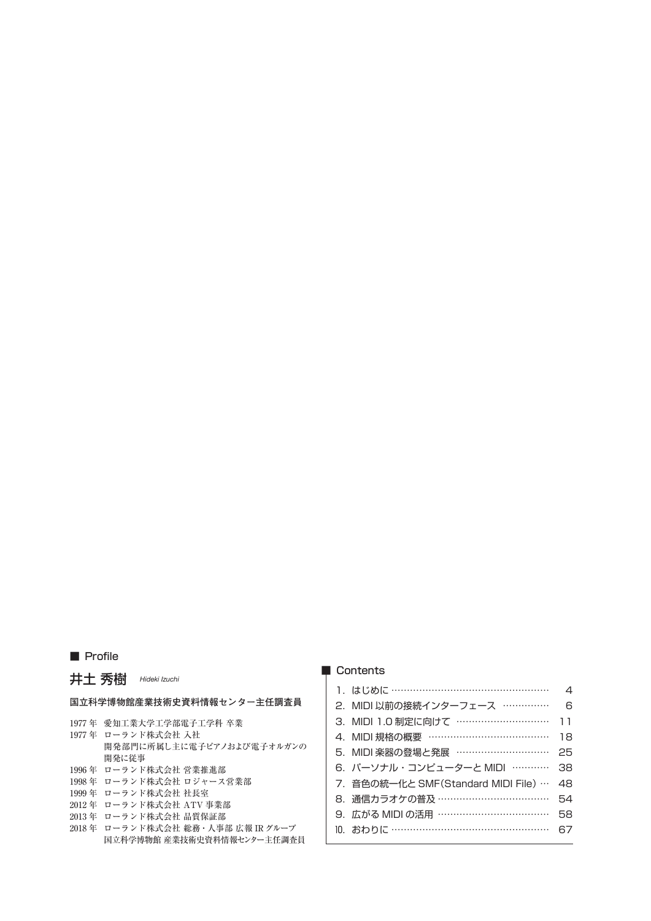## ■ Profile

**井土 秀樹** *Hideki Izuchi*

**国立科学博物館産業技術史資料情報センター主任調査員**

1977 年　愛知工業大学工学部電子工学科 卒業
1977 年　ローランド株式会社 入社
　　　　開発部門に所属し主に電子ピアノおよび電子オルガンの開発に従事
1996 年　ローランド株式会社 営業推進部
1998 年　ローランド株式会社 ロジャース営業部
1999 年　ローランド株式会社 社長室
2012 年　ローランド株式会社 ATV 事業部
2013 年　ローランド株式会社 品質保証部
2018 年　ローランド株式会社 総務・人事部 広報 IR グループ
　　　　国立科学博物館 産業技術史資料情報センター主任調査員

## ■ Contents

| | |
|---|---|
| 1．はじめに | 4 |
| 2．MIDI 以前の接続インターフェース | 6 |
| 3．MIDI 1.0 制定に向けて | 11 |
| 4．MIDI 規格の概要 | 18 |
| 5．MIDI 楽器の登場と発展 | 25 |
| 6．パーソナル・コンピューターと MIDI | 38 |
| 7．音色の統一化と SMF(Standard MIDI File) | 48 |
| 8．通信カラオケの普及 | 54 |
| 9．広がる MIDI の活用 | 58 |
| 10．おわりに | 67 |